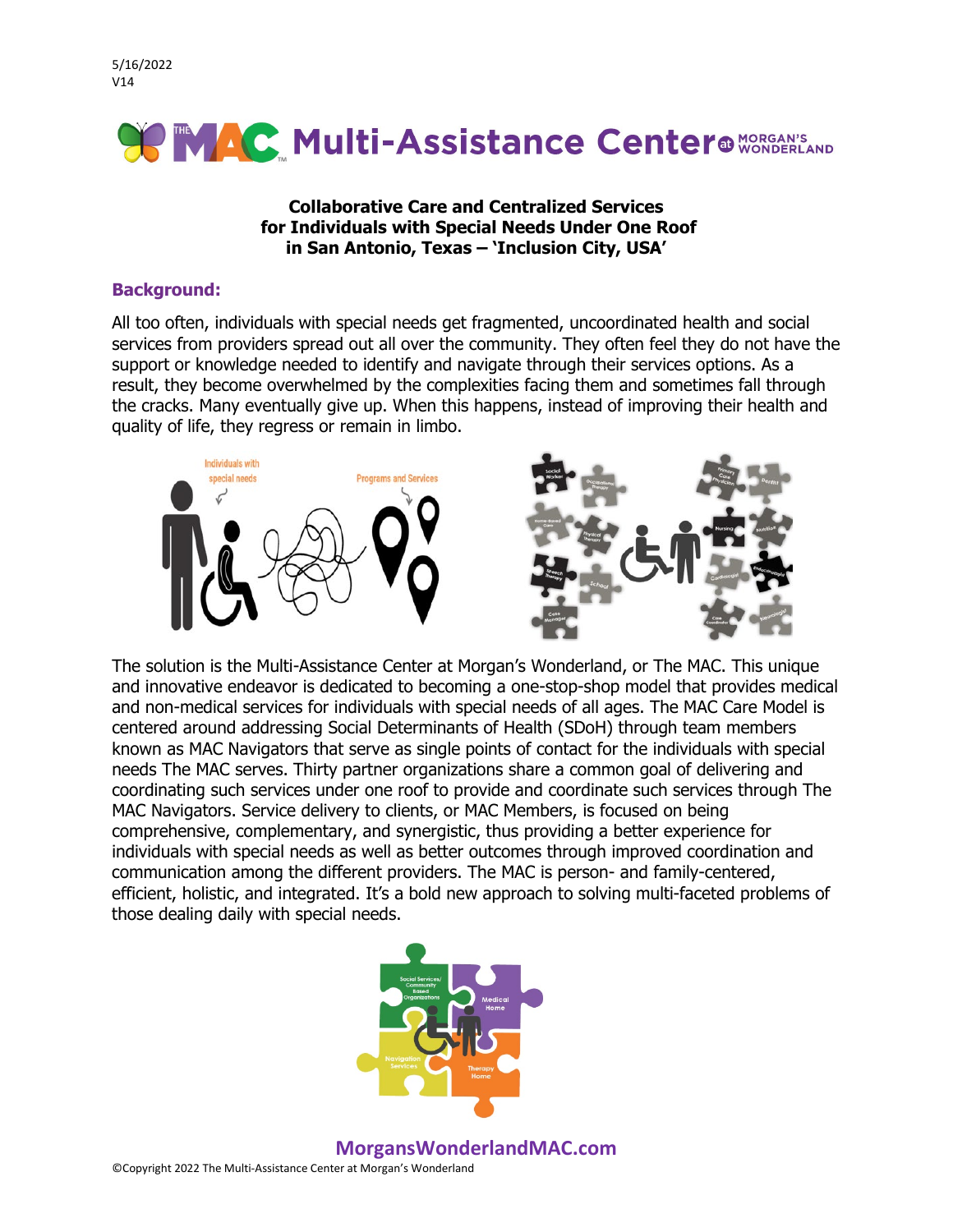5/16/2022
V14

# THE MAC Multi-Assistance Center at MORGAN'S WONDERLAND

**Collaborative Care and Centralized Services for Individuals with Special Needs Under One Roof in San Antonio, Texas – 'Inclusion City, USA'**

## Background:

All too often, individuals with special needs get fragmented, uncoordinated health and social services from providers spread out all over the community. They often feel they do not have the support or knowledge needed to identify and navigate through their services options. As a result, they become overwhelmed by the complexities facing them and sometimes fall through the cracks. Many eventually give up. When this happens, instead of improving their health and quality of life, they regress or remain in limbo.

The solution is the Multi-Assistance Center at Morgan's Wonderland, or The MAC. This unique and innovative endeavor is dedicated to becoming a one-stop-shop model that provides medical and non-medical services for individuals with special needs of all ages. The MAC Care Model is centered around addressing Social Determinants of Health (SDoH) through team members known as MAC Navigators that serve as single points of contact for the individuals with special needs The MAC serves. Thirty partner organizations share a common goal of delivering and coordinating such services under one roof to provide and coordinate such services through The MAC Navigators. Service delivery to clients, or MAC Members, is focused on being comprehensive, complementary, and synergistic, thus providing a better experience for individuals with special needs as well as better outcomes through improved coordination and communication among the different providers. The MAC is person- and family-centered, efficient, holistic, and integrated. It's a bold new approach to solving multi-faceted problems of those dealing daily with special needs.

**MorgansWonderlandMAC.com**

©Copyright 2022 The Multi-Assistance Center at Morgan's Wonderland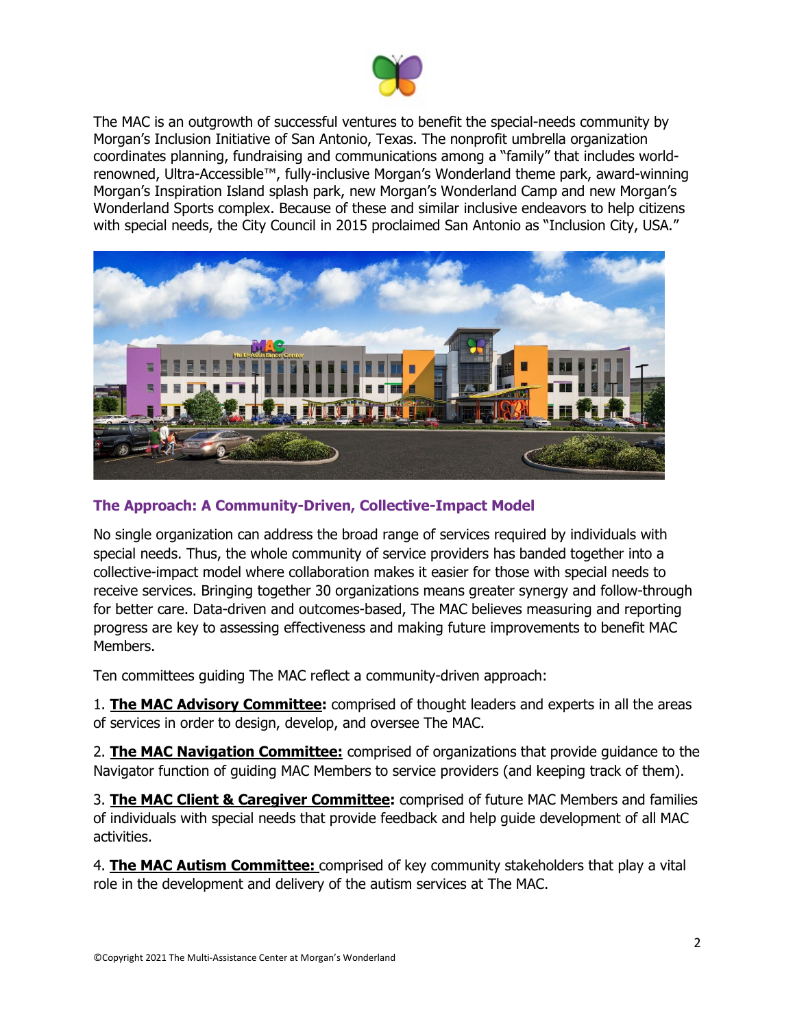The MAC is an outgrowth of successful ventures to benefit the special-needs community by Morgan's Inclusion Initiative of San Antonio, Texas. The nonprofit umbrella organization coordinates planning, fundraising and communications among a "family" that includes world-renowned, Ultra-Accessible™, fully-inclusive Morgan's Wonderland theme park, award-winning Morgan's Inspiration Island splash park, new Morgan's Wonderland Camp and new Morgan's Wonderland Sports complex. Because of these and similar inclusive endeavors to help citizens with special needs, the City Council in 2015 proclaimed San Antonio as "Inclusion City, USA."

## The Approach: A Community-Driven, Collective-Impact Model

No single organization can address the broad range of services required by individuals with special needs. Thus, the whole community of service providers has banded together into a collective-impact model where collaboration makes it easier for those with special needs to receive services. Bringing together 30 organizations means greater synergy and follow-through for better care. Data-driven and outcomes-based, The MAC believes measuring and reporting progress are key to assessing effectiveness and making future improvements to benefit MAC Members.

Ten committees guiding The MAC reflect a community-driven approach:

1. **The MAC Advisory Committee:** comprised of thought leaders and experts in all the areas of services in order to design, develop, and oversee The MAC.

2. **The MAC Navigation Committee:** comprised of organizations that provide guidance to the Navigator function of guiding MAC Members to service providers (and keeping track of them).

3. **The MAC Client & Caregiver Committee:** comprised of future MAC Members and families of individuals with special needs that provide feedback and help guide development of all MAC activities.

4. **The MAC Autism Committee:** comprised of key community stakeholders that play a vital role in the development and delivery of the autism services at The MAC.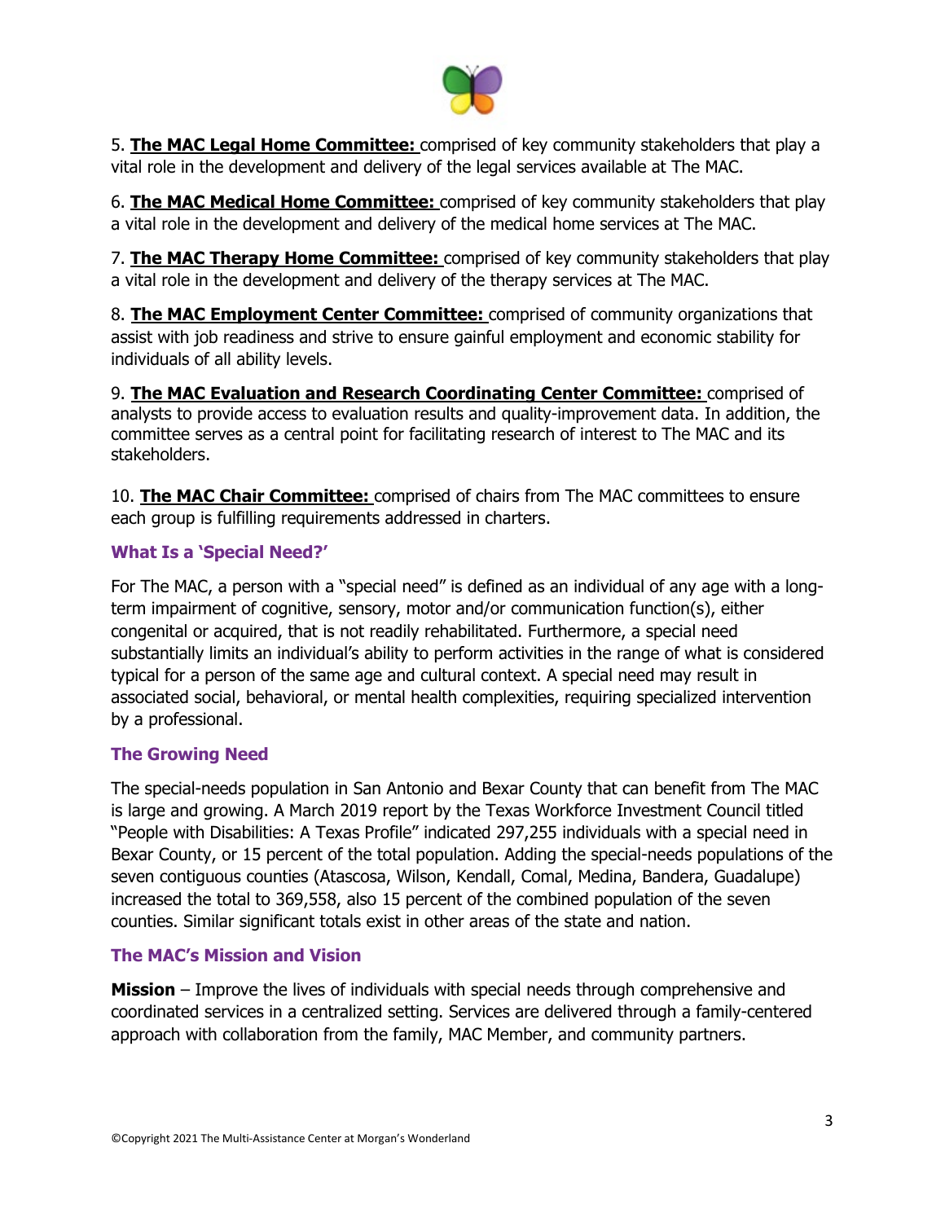5. **The MAC Legal Home Committee:** comprised of key community stakeholders that play a vital role in the development and delivery of the legal services available at The MAC.

6. **The MAC Medical Home Committee:** comprised of key community stakeholders that play a vital role in the development and delivery of the medical home services at The MAC.

7. **The MAC Therapy Home Committee:** comprised of key community stakeholders that play a vital role in the development and delivery of the therapy services at The MAC.

8. **The MAC Employment Center Committee:** comprised of community organizations that assist with job readiness and strive to ensure gainful employment and economic stability for individuals of all ability levels.

9. **The MAC Evaluation and Research Coordinating Center Committee:** comprised of analysts to provide access to evaluation results and quality-improvement data. In addition, the committee serves as a central point for facilitating research of interest to The MAC and its stakeholders.

10. **The MAC Chair Committee:** comprised of chairs from The MAC committees to ensure each group is fulfilling requirements addressed in charters.

### What Is a 'Special Need?'

For The MAC, a person with a "special need" is defined as an individual of any age with a long-term impairment of cognitive, sensory, motor and/or communication function(s), either congenital or acquired, that is not readily rehabilitated. Furthermore, a special need substantially limits an individual's ability to perform activities in the range of what is considered typical for a person of the same age and cultural context. A special need may result in associated social, behavioral, or mental health complexities, requiring specialized intervention by a professional.

### The Growing Need

The special-needs population in San Antonio and Bexar County that can benefit from The MAC is large and growing. A March 2019 report by the Texas Workforce Investment Council titled "People with Disabilities: A Texas Profile" indicated 297,255 individuals with a special need in Bexar County, or 15 percent of the total population. Adding the special-needs populations of the seven contiguous counties (Atascosa, Wilson, Kendall, Comal, Medina, Bandera, Guadalupe) increased the total to 369,558, also 15 percent of the combined population of the seven counties. Similar significant totals exist in other areas of the state and nation.

### The MAC's Mission and Vision

**Mission** – Improve the lives of individuals with special needs through comprehensive and coordinated services in a centralized setting. Services are delivered through a family-centered approach with collaboration from the family, MAC Member, and community partners.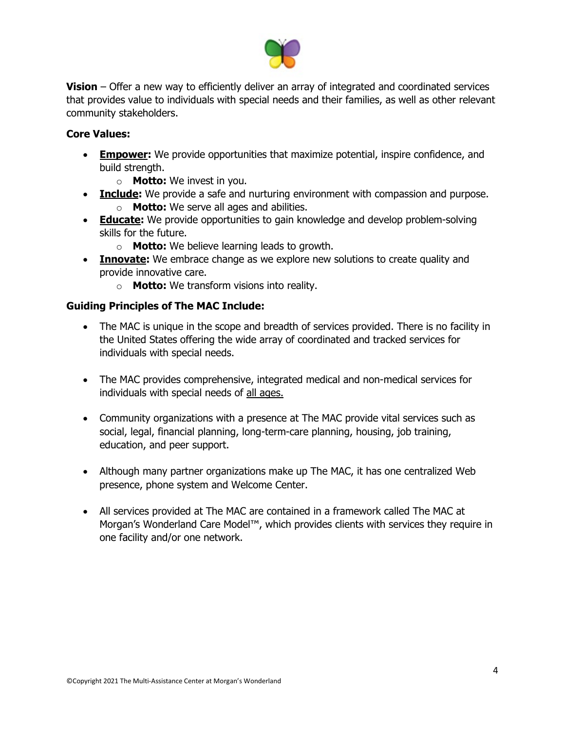**Vision** – Offer a new way to efficiently deliver an array of integrated and coordinated services that provides value to individuals with special needs and their families, as well as other relevant community stakeholders.

**Core Values:**

- **Empower:** We provide opportunities that maximize potential, inspire confidence, and build strength.
  - **Motto:** We invest in you.
- **Include:** We provide a safe and nurturing environment with compassion and purpose.
  - **Motto:** We serve all ages and abilities.
- **Educate:** We provide opportunities to gain knowledge and develop problem-solving skills for the future.
  - **Motto:** We believe learning leads to growth.
- **Innovate:** We embrace change as we explore new solutions to create quality and provide innovative care.
  - **Motto:** We transform visions into reality.

**Guiding Principles of The MAC Include:**

- The MAC is unique in the scope and breadth of services provided. There is no facility in the United States offering the wide array of coordinated and tracked services for individuals with special needs.

- The MAC provides comprehensive, integrated medical and non-medical services for individuals with special needs of all ages.

- Community organizations with a presence at The MAC provide vital services such as social, legal, financial planning, long-term-care planning, housing, job training, education, and peer support.

- Although many partner organizations make up The MAC, it has one centralized Web presence, phone system and Welcome Center.

- All services provided at The MAC are contained in a framework called The MAC at Morgan's Wonderland Care Model™, which provides clients with services they require in one facility and/or one network.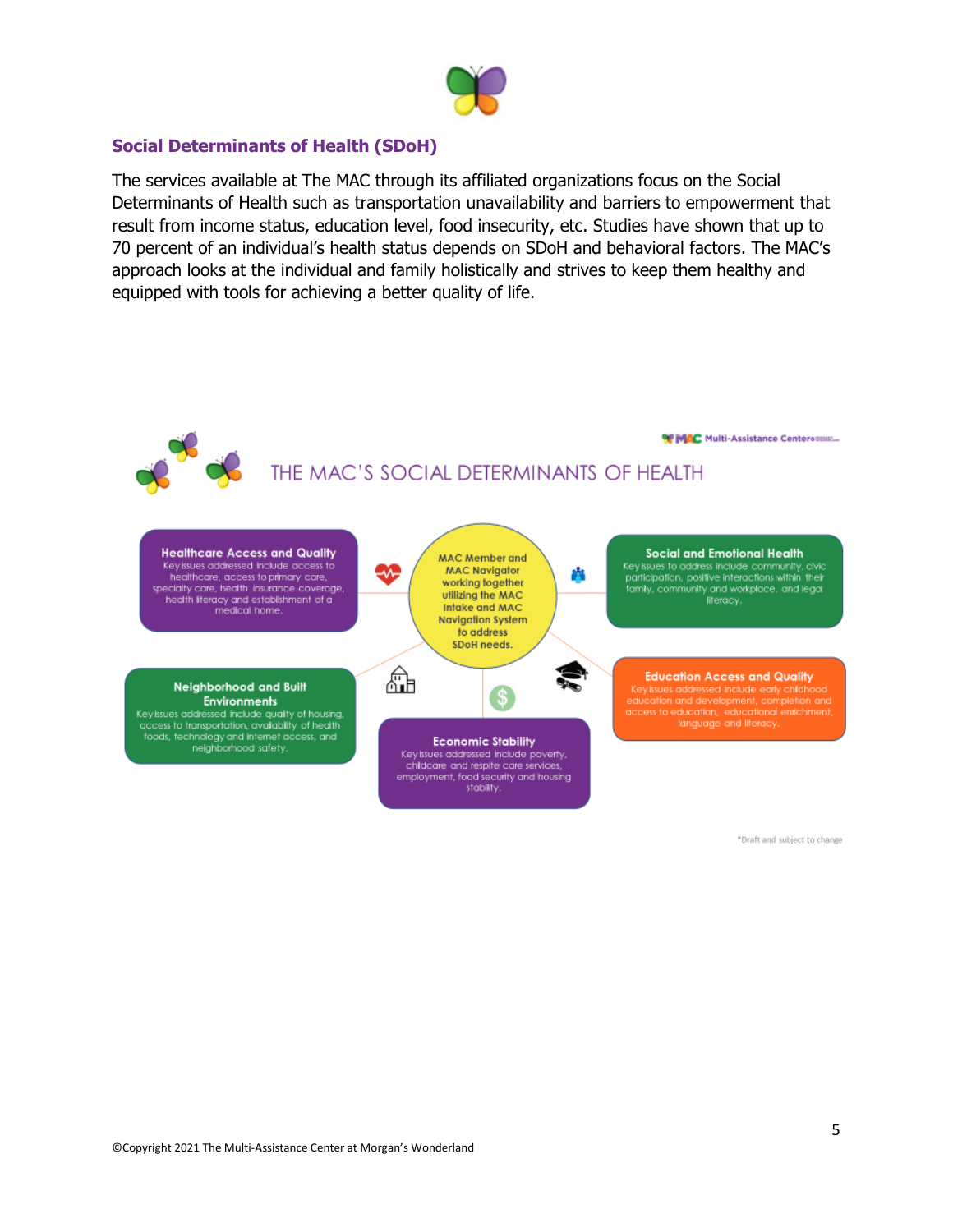## Social Determinants of Health (SDoH)

The services available at The MAC through its affiliated organizations focus on the Social Determinants of Health such as transportation unavailability and barriers to empowerment that result from income status, education level, food insecurity, etc. Studies have shown that up to 70 percent of an individual's health status depends on SDoH and behavioral factors. The MAC's approach looks at the individual and family holistically and strives to keep them healthy and equipped with tools for achieving a better quality of life.

MAC Multi-Assistance Center

THE MAC'S SOCIAL DETERMINANTS OF HEALTH

MAC Member and MAC Navigator working together utilizing the MAC Intake and MAC Navigation System to address SDoH needs.

**Healthcare Access and Quality**
Key issues addressed include access to healthcare, access to primary care, specialty care, health insurance coverage, health literacy and establishment of a medical home.

**Social and Emotional Health**
Key issues to address include community, civic participation, positive interactions within their family, community and workplace, and legal literacy.

**Neighborhood and Built Environments**
Key issues addressed include quality of housing, access to transportation, availability of health foods, technology and internet access, and neighborhood safety.

**Education Access and Quality**
Key issues addressed include early childhood education and development, completion and access to education, educational enrichment, language and literacy.

**Economic Stability**
Key issues addressed include poverty, childcare and respite care services, employment, food security and housing stability.

*Draft and subject to change

©Copyright 2021 The Multi-Assistance Center at Morgan's Wonderland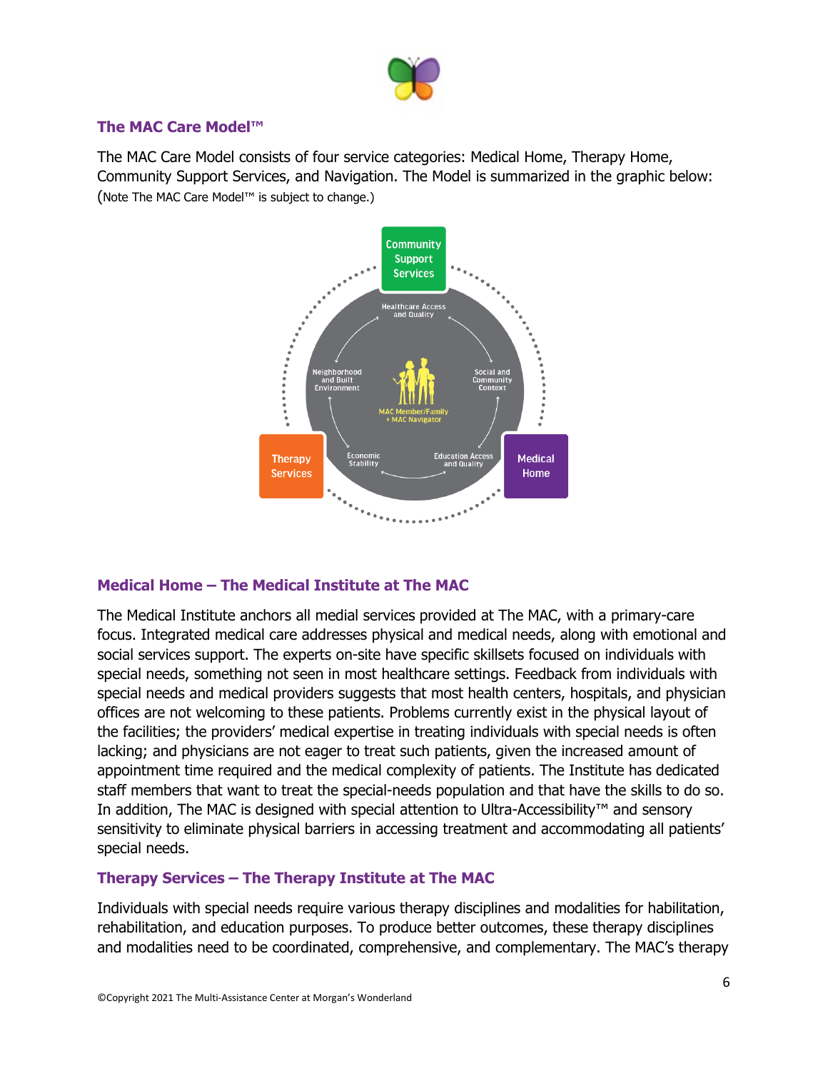## The MAC Care Model™

The MAC Care Model consists of four service categories: Medical Home, Therapy Home, Community Support Services, and Navigation. The Model is summarized in the graphic below: (Note The MAC Care Model™ is subject to change.)

## Medical Home – The Medical Institute at The MAC

The Medical Institute anchors all medial services provided at The MAC, with a primary-care focus. Integrated medical care addresses physical and medical needs, along with emotional and social services support. The experts on-site have specific skillsets focused on individuals with special needs, something not seen in most healthcare settings. Feedback from individuals with special needs and medical providers suggests that most health centers, hospitals, and physician offices are not welcoming to these patients. Problems currently exist in the physical layout of the facilities; the providers' medical expertise in treating individuals with special needs is often lacking; and physicians are not eager to treat such patients, given the increased amount of appointment time required and the medical complexity of patients. The Institute has dedicated staff members that want to treat the special-needs population and that have the skills to do so. In addition, The MAC is designed with special attention to Ultra-Accessibility™ and sensory sensitivity to eliminate physical barriers in accessing treatment and accommodating all patients' special needs.

## Therapy Services – The Therapy Institute at The MAC

Individuals with special needs require various therapy disciplines and modalities for habilitation, rehabilitation, and education purposes. To produce better outcomes, these therapy disciplines and modalities need to be coordinated, comprehensive, and complementary. The MAC's therapy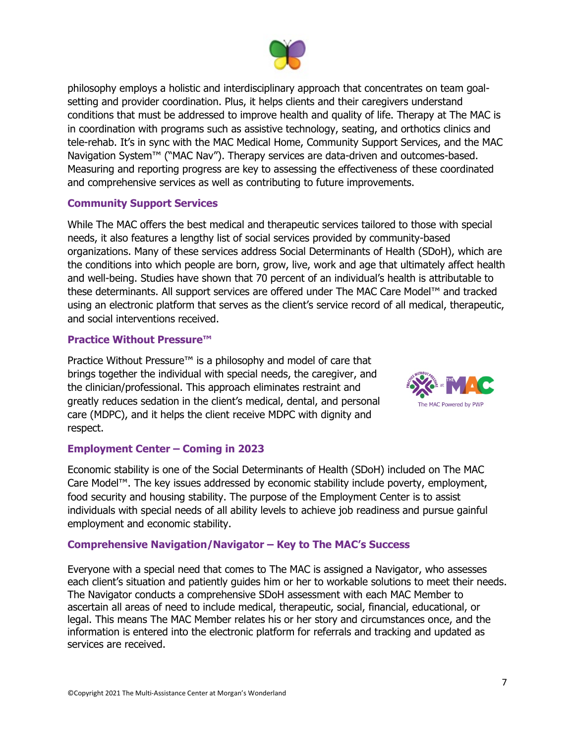philosophy employs a holistic and interdisciplinary approach that concentrates on team goal-setting and provider coordination. Plus, it helps clients and their caregivers understand conditions that must be addressed to improve health and quality of life. Therapy at The MAC is in coordination with programs such as assistive technology, seating, and orthotics clinics and tele-rehab. It's in sync with the MAC Medical Home, Community Support Services, and the MAC Navigation System™ ("MAC Nav"). Therapy services are data-driven and outcomes-based. Measuring and reporting progress are key to assessing the effectiveness of these coordinated and comprehensive services as well as contributing to future improvements.

### Community Support Services

While The MAC offers the best medical and therapeutic services tailored to those with special needs, it also features a lengthy list of social services provided by community-based organizations. Many of these services address Social Determinants of Health (SDoH), which are the conditions into which people are born, grow, live, work and age that ultimately affect health and well-being. Studies have shown that 70 percent of an individual's health is attributable to these determinants. All support services are offered under The MAC Care Model™ and tracked using an electronic platform that serves as the client's service record of all medical, therapeutic, and social interventions received.

### Practice Without Pressure™

Practice Without Pressure™ is a philosophy and model of care that brings together the individual with special needs, the caregiver, and the clinician/professional. This approach eliminates restraint and greatly reduces sedation in the client's medical, dental, and personal care (MDPC), and it helps the client receive MDPC with dignity and respect.

The MAC Powered by PWP

### Employment Center – Coming in 2023

Economic stability is one of the Social Determinants of Health (SDoH) included on The MAC Care Model™. The key issues addressed by economic stability include poverty, employment, food security and housing stability. The purpose of the Employment Center is to assist individuals with special needs of all ability levels to achieve job readiness and pursue gainful employment and economic stability.

### Comprehensive Navigation/Navigator – Key to The MAC's Success

Everyone with a special need that comes to The MAC is assigned a Navigator, who assesses each client's situation and patiently guides him or her to workable solutions to meet their needs. The Navigator conducts a comprehensive SDoH assessment with each MAC Member to ascertain all areas of need to include medical, therapeutic, social, financial, educational, or legal. This means The MAC Member relates his or her story and circumstances once, and the information is entered into the electronic platform for referrals and tracking and updated as services are received.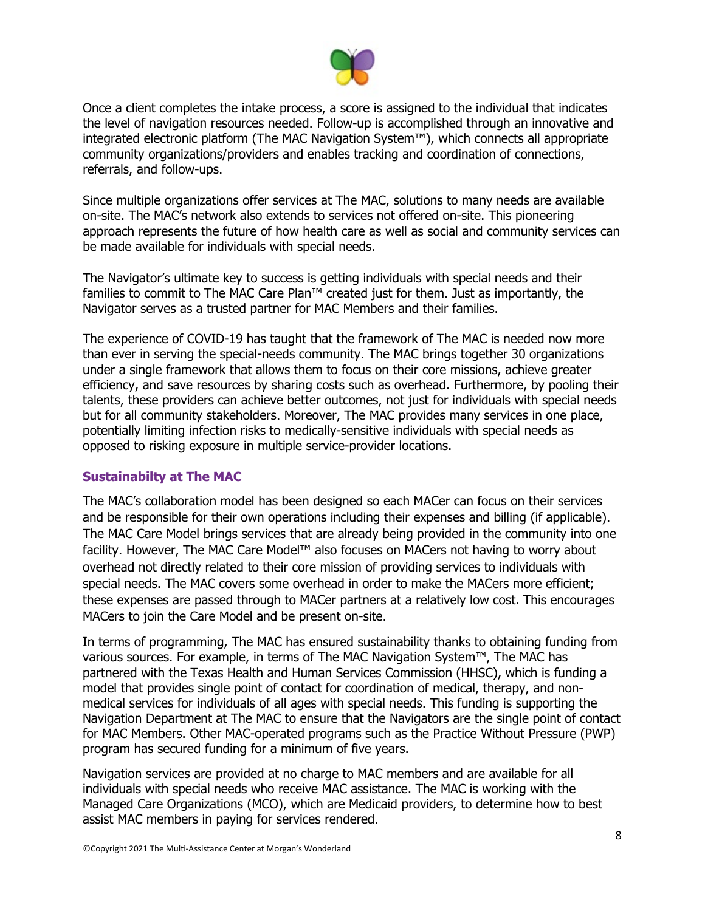Once a client completes the intake process, a score is assigned to the individual that indicates the level of navigation resources needed. Follow-up is accomplished through an innovative and integrated electronic platform (The MAC Navigation System™), which connects all appropriate community organizations/providers and enables tracking and coordination of connections, referrals, and follow-ups.

Since multiple organizations offer services at The MAC, solutions to many needs are available on-site. The MAC's network also extends to services not offered on-site. This pioneering approach represents the future of how health care as well as social and community services can be made available for individuals with special needs.

The Navigator's ultimate key to success is getting individuals with special needs and their families to commit to The MAC Care Plan™ created just for them. Just as importantly, the Navigator serves as a trusted partner for MAC Members and their families.

The experience of COVID-19 has taught that the framework of The MAC is needed now more than ever in serving the special-needs community. The MAC brings together 30 organizations under a single framework that allows them to focus on their core missions, achieve greater efficiency, and save resources by sharing costs such as overhead. Furthermore, by pooling their talents, these providers can achieve better outcomes, not just for individuals with special needs but for all community stakeholders. Moreover, The MAC provides many services in one place, potentially limiting infection risks to medically-sensitive individuals with special needs as opposed to risking exposure in multiple service-provider locations.

## Sustainabilty at The MAC

The MAC's collaboration model has been designed so each MACer can focus on their services and be responsible for their own operations including their expenses and billing (if applicable). The MAC Care Model brings services that are already being provided in the community into one facility. However, The MAC Care Model™ also focuses on MACers not having to worry about overhead not directly related to their core mission of providing services to individuals with special needs. The MAC covers some overhead in order to make the MACers more efficient; these expenses are passed through to MACer partners at a relatively low cost. This encourages MACers to join the Care Model and be present on-site.

In terms of programming, The MAC has ensured sustainability thanks to obtaining funding from various sources. For example, in terms of The MAC Navigation System™, The MAC has partnered with the Texas Health and Human Services Commission (HHSC), which is funding a model that provides single point of contact for coordination of medical, therapy, and non-medical services for individuals of all ages with special needs. This funding is supporting the Navigation Department at The MAC to ensure that the Navigators are the single point of contact for MAC Members. Other MAC-operated programs such as the Practice Without Pressure (PWP) program has secured funding for a minimum of five years.

Navigation services are provided at no charge to MAC members and are available for all individuals with special needs who receive MAC assistance. The MAC is working with the Managed Care Organizations (MCO), which are Medicaid providers, to determine how to best assist MAC members in paying for services rendered.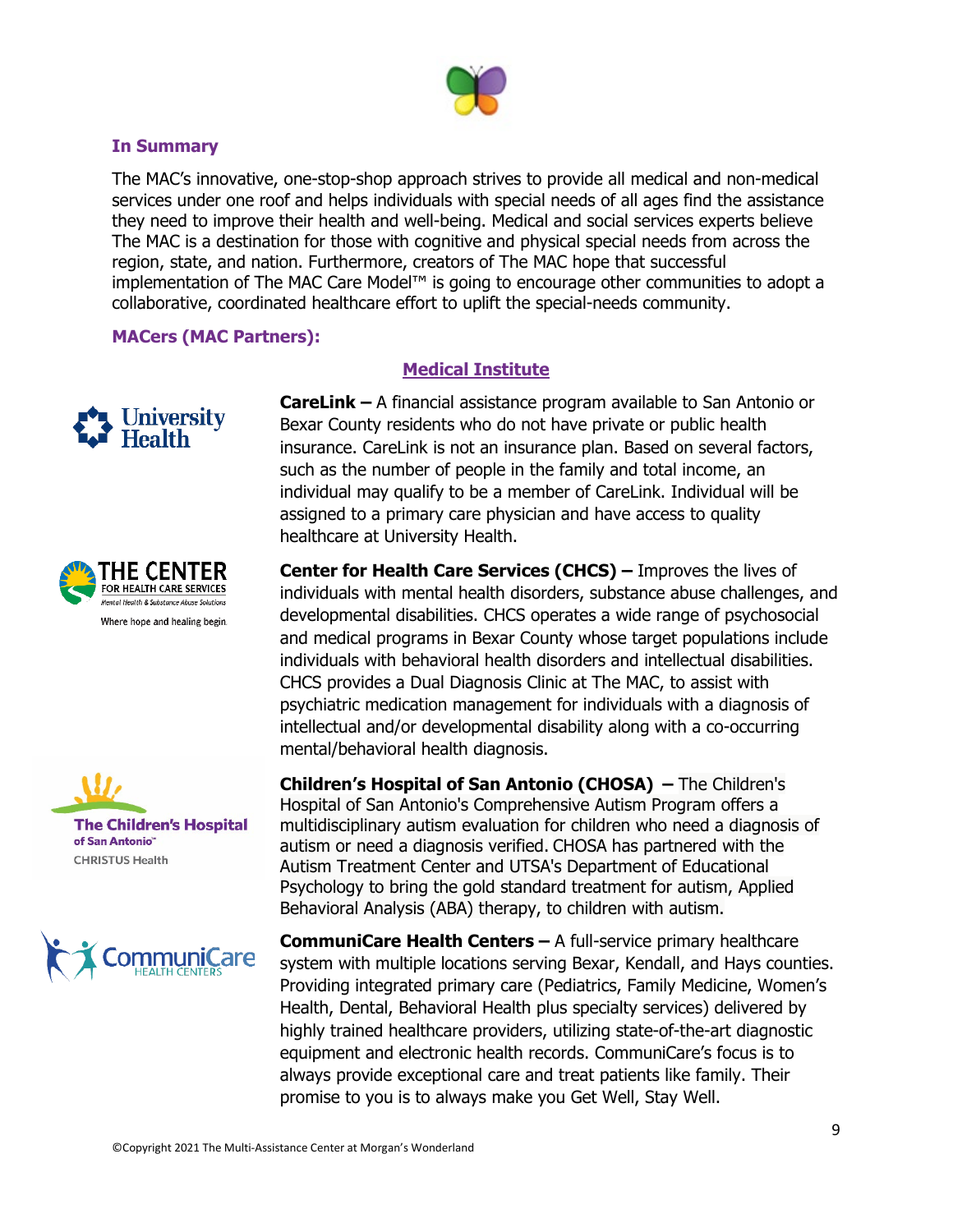### In Summary

The MAC's innovative, one-stop-shop approach strives to provide all medical and non-medical services under one roof and helps individuals with special needs of all ages find the assistance they need to improve their health and well-being. Medical and social services experts believe The MAC is a destination for those with cognitive and physical special needs from across the region, state, and nation. Furthermore, creators of The MAC hope that successful implementation of The MAC Care Model™ is going to encourage other communities to adopt a collaborative, coordinated healthcare effort to uplift the special-needs community.

### MACers (MAC Partners):

#### Medical Institute

**CareLink –** A financial assistance program available to San Antonio or Bexar County residents who do not have private or public health insurance. CareLink is not an insurance plan. Based on several factors, such as the number of people in the family and total income, an individual may qualify to be a member of CareLink. Individual will be assigned to a primary care physician and have access to quality healthcare at University Health.

**Center for Health Care Services (CHCS) –** Improves the lives of individuals with mental health disorders, substance abuse challenges, and developmental disabilities. CHCS operates a wide range of psychosocial and medical programs in Bexar County whose target populations include individuals with behavioral health disorders and intellectual disabilities. CHCS provides a Dual Diagnosis Clinic at The MAC, to assist with psychiatric medication management for individuals with a diagnosis of intellectual and/or developmental disability along with a co-occurring mental/behavioral health diagnosis.

**Children's Hospital of San Antonio (CHOSA) –** The Children's Hospital of San Antonio's Comprehensive Autism Program offers a multidisciplinary autism evaluation for children who need a diagnosis of autism or need a diagnosis verified. CHOSA has partnered with the Autism Treatment Center and UTSA's Department of Educational Psychology to bring the gold standard treatment for autism, Applied Behavioral Analysis (ABA) therapy, to children with autism.

**CommuniCare Health Centers –** A full-service primary healthcare system with multiple locations serving Bexar, Kendall, and Hays counties. Providing integrated primary care (Pediatrics, Family Medicine, Women's Health, Dental, Behavioral Health plus specialty services) delivered by highly trained healthcare providers, utilizing state-of-the-art diagnostic equipment and electronic health records. CommuniCare's focus is to always provide exceptional care and treat patients like family. Their promise to you is to always make you Get Well, Stay Well.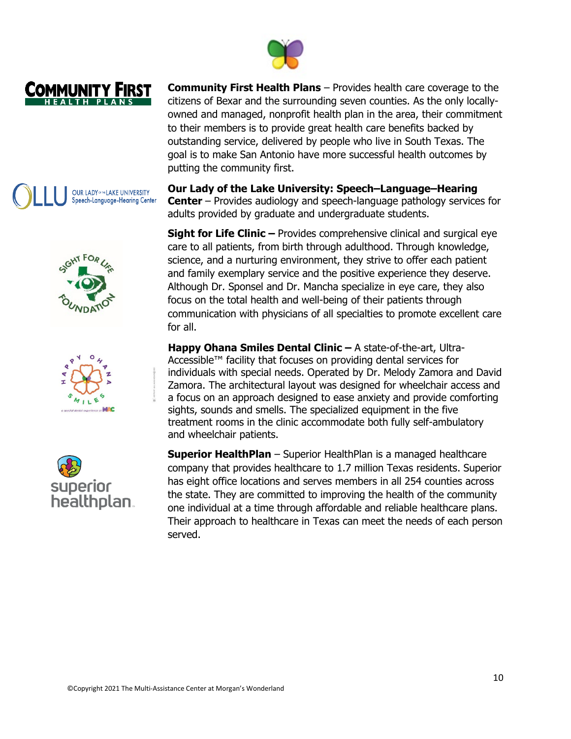**Community First Health Plans** – Provides health care coverage to the citizens of Bexar and the surrounding seven counties. As the only locally-owned and managed, nonprofit health plan in the area, their commitment to their members is to provide great health care benefits backed by outstanding service, delivered by people who live in South Texas. The goal is to make San Antonio have more successful health outcomes by putting the community first.

**Our Lady of the Lake University: Speech–Language–Hearing Center** – Provides audiology and speech-language pathology services for adults provided by graduate and undergraduate students.

**Sight for Life Clinic –** Provides comprehensive clinical and surgical eye care to all patients, from birth through adulthood. Through knowledge, science, and a nurturing environment, they strive to offer each patient and family exemplary service and the positive experience they deserve. Although Dr. Sponsel and Dr. Mancha specialize in eye care, they also focus on the total health and well-being of their patients through communication with physicians of all specialties to promote excellent care for all.

**Happy Ohana Smiles Dental Clinic –** A state-of-the-art, Ultra-Accessible™ facility that focuses on providing dental services for individuals with special needs. Operated by Dr. Melody Zamora and David Zamora. The architectural layout was designed for wheelchair access and a focus on an approach designed to ease anxiety and provide comforting sights, sounds and smells. The specialized equipment in the five treatment rooms in the clinic accommodate both fully self-ambulatory and wheelchair patients.

**Superior HealthPlan** – Superior HealthPlan is a managed healthcare company that provides healthcare to 1.7 million Texas residents. Superior has eight office locations and serves members in all 254 counties across the state. They are committed to improving the health of the community one individual at a time through affordable and reliable healthcare plans. Their approach to healthcare in Texas can meet the needs of each person served.

©Copyright 2021 The Multi-Assistance Center at Morgan's Wonderland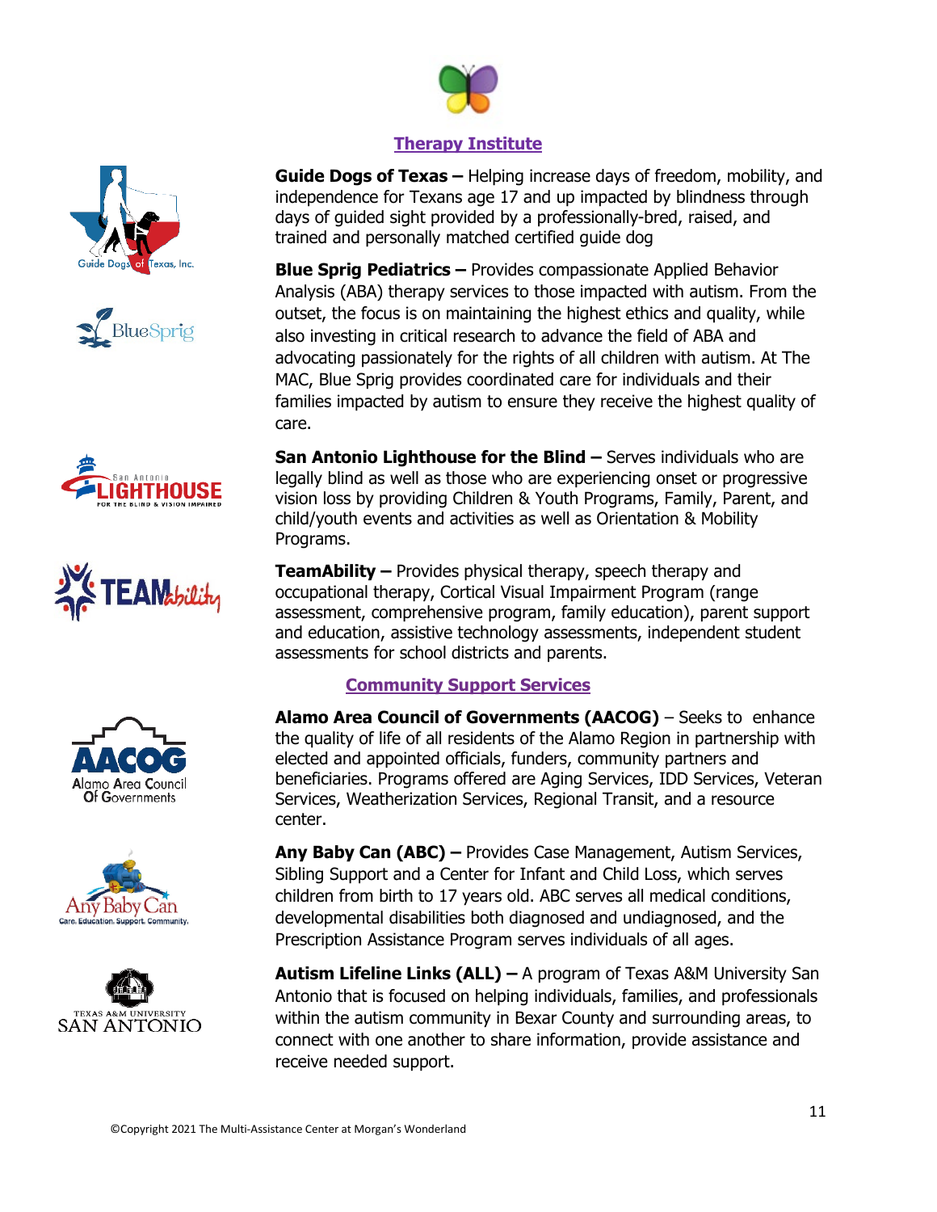## Therapy Institute

**Guide Dogs of Texas –** Helping increase days of freedom, mobility, and independence for Texans age 17 and up impacted by blindness through days of guided sight provided by a professionally-bred, raised, and trained and personally matched certified guide dog

**Blue Sprig Pediatrics –** Provides compassionate Applied Behavior Analysis (ABA) therapy services to those impacted with autism. From the outset, the focus is on maintaining the highest ethics and quality, while also investing in critical research to advance the field of ABA and advocating passionately for the rights of all children with autism. At The MAC, Blue Sprig provides coordinated care for individuals and their families impacted by autism to ensure they receive the highest quality of care.

**San Antonio Lighthouse for the Blind –** Serves individuals who are legally blind as well as those who are experiencing onset or progressive vision loss by providing Children & Youth Programs, Family, Parent, and child/youth events and activities as well as Orientation & Mobility Programs.

**TeamAbility –** Provides physical therapy, speech therapy and occupational therapy, Cortical Visual Impairment Program (range assessment, comprehensive program, family education), parent support and education, assistive technology assessments, independent student assessments for school districts and parents.

## Community Support Services

**Alamo Area Council of Governments (AACOG)** – Seeks to enhance the quality of life of all residents of the Alamo Region in partnership with elected and appointed officials, funders, community partners and beneficiaries. Programs offered are Aging Services, IDD Services, Veteran Services, Weatherization Services, Regional Transit, and a resource center.

**Any Baby Can (ABC) –** Provides Case Management, Autism Services, Sibling Support and a Center for Infant and Child Loss, which serves children from birth to 17 years old. ABC serves all medical conditions, developmental disabilities both diagnosed and undiagnosed, and the Prescription Assistance Program serves individuals of all ages.

**Autism Lifeline Links (ALL) –** A program of Texas A&M University San Antonio that is focused on helping individuals, families, and professionals within the autism community in Bexar County and surrounding areas, to connect with one another to share information, provide assistance and receive needed support.

©Copyright 2021 The Multi-Assistance Center at Morgan's Wonderland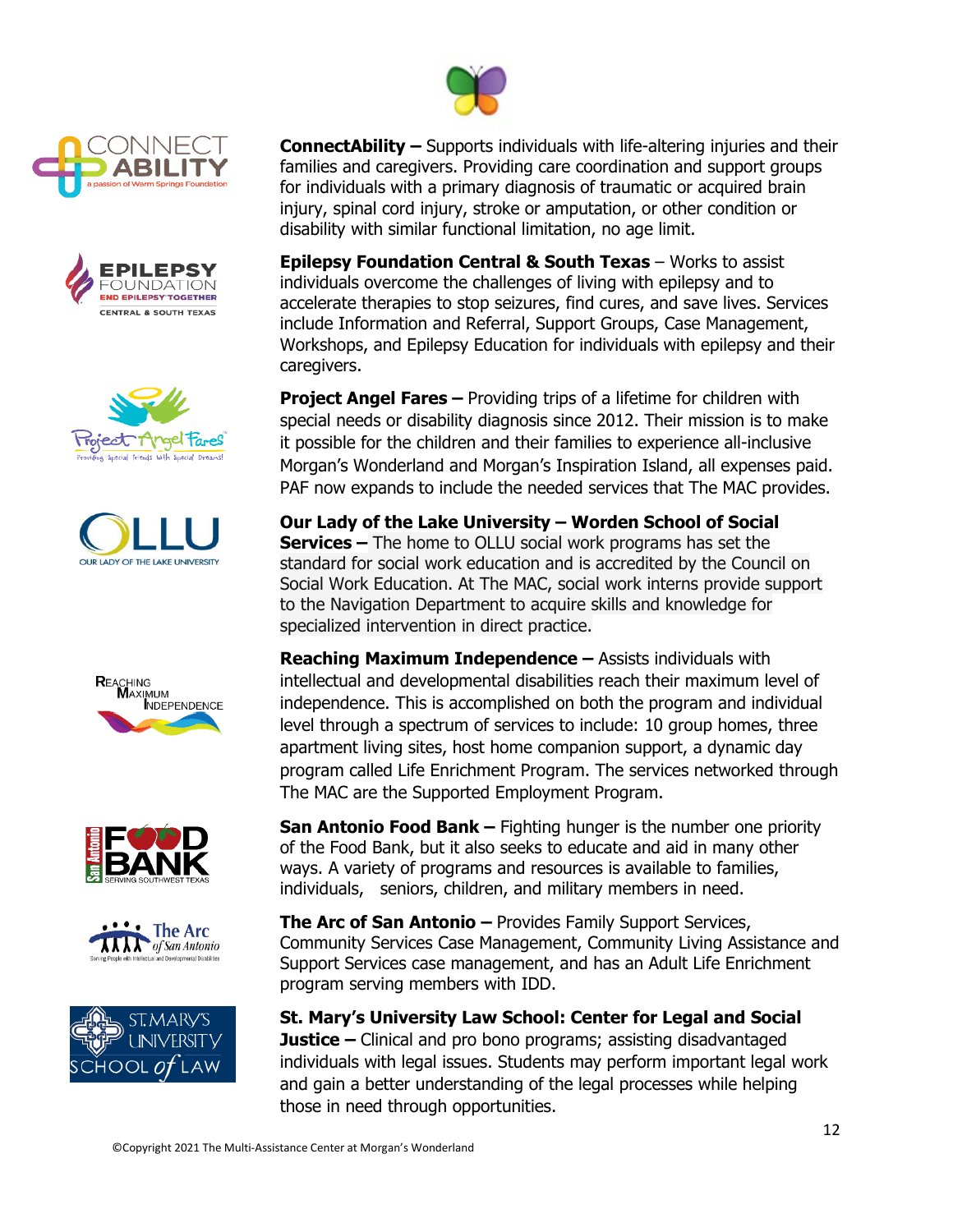**ConnectAbility –** Supports individuals with life-altering injuries and their families and caregivers. Providing care coordination and support groups for individuals with a primary diagnosis of traumatic or acquired brain injury, spinal cord injury, stroke or amputation, or other condition or disability with similar functional limitation, no age limit.

**Epilepsy Foundation Central & South Texas** – Works to assist individuals overcome the challenges of living with epilepsy and to accelerate therapies to stop seizures, find cures, and save lives. Services include Information and Referral, Support Groups, Case Management, Workshops, and Epilepsy Education for individuals with epilepsy and their caregivers.

**Project Angel Fares –** Providing trips of a lifetime for children with special needs or disability diagnosis since 2012. Their mission is to make it possible for the children and their families to experience all-inclusive Morgan's Wonderland and Morgan's Inspiration Island, all expenses paid. PAF now expands to include the needed services that The MAC provides.

**Our Lady of the Lake University – Worden School of Social Services –** The home to OLLU social work programs has set the standard for social work education and is accredited by the Council on Social Work Education. At The MAC, social work interns provide support to the Navigation Department to acquire skills and knowledge for specialized intervention in direct practice.

**Reaching Maximum Independence –** Assists individuals with intellectual and developmental disabilities reach their maximum level of independence. This is accomplished on both the program and individual level through a spectrum of services to include: 10 group homes, three apartment living sites, host home companion support, a dynamic day program called Life Enrichment Program. The services networked through The MAC are the Supported Employment Program.

**San Antonio Food Bank –** Fighting hunger is the number one priority of the Food Bank, but it also seeks to educate and aid in many other ways. A variety of programs and resources is available to families, individuals, seniors, children, and military members in need.

**The Arc of San Antonio –** Provides Family Support Services, Community Services Case Management, Community Living Assistance and Support Services case management, and has an Adult Life Enrichment program serving members with IDD.

**St. Mary's University Law School: Center for Legal and Social Justice –** Clinical and pro bono programs; assisting disadvantaged individuals with legal issues. Students may perform important legal work and gain a better understanding of the legal processes while helping those in need through opportunities.

©Copyright 2021 The Multi-Assistance Center at Morgan's Wonderland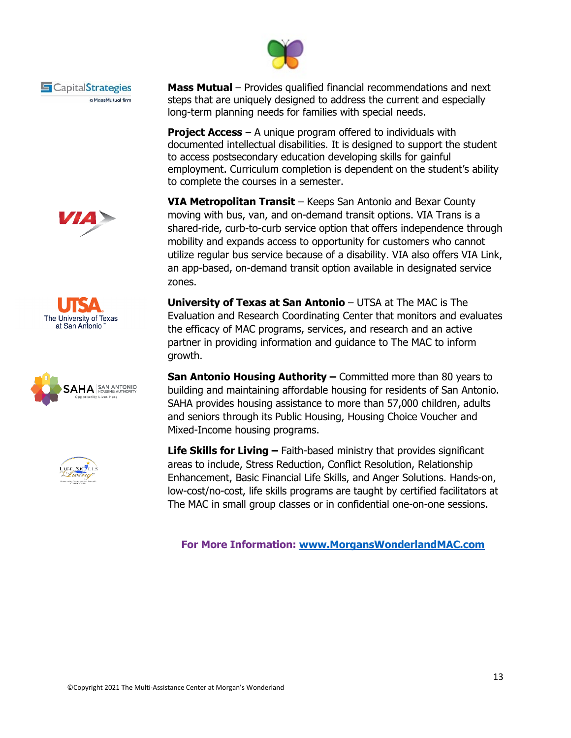**Mass Mutual** – Provides qualified financial recommendations and next steps that are uniquely designed to address the current and especially long-term planning needs for families with special needs.

**Project Access** – A unique program offered to individuals with documented intellectual disabilities. It is designed to support the student to access postsecondary education developing skills for gainful employment. Curriculum completion is dependent on the student's ability to complete the courses in a semester.

**VIA Metropolitan Transit** – Keeps San Antonio and Bexar County moving with bus, van, and on-demand transit options. VIA Trans is a shared-ride, curb-to-curb service option that offers independence through mobility and expands access to opportunity for customers who cannot utilize regular bus service because of a disability. VIA also offers VIA Link, an app-based, on-demand transit option available in designated service zones.

**University of Texas at San Antonio** – UTSA at The MAC is The Evaluation and Research Coordinating Center that monitors and evaluates the efficacy of MAC programs, services, and research and an active partner in providing information and guidance to The MAC to inform growth.

**San Antonio Housing Authority –** Committed more than 80 years to building and maintaining affordable housing for residents of San Antonio. SAHA provides housing assistance to more than 57,000 children, adults and seniors through its Public Housing, Housing Choice Voucher and Mixed-Income housing programs.

**Life Skills for Living –** Faith-based ministry that provides significant areas to include, Stress Reduction, Conflict Resolution, Relationship Enhancement, Basic Financial Life Skills, and Anger Solutions. Hands-on, low-cost/no-cost, life skills programs are taught by certified facilitators at The MAC in small group classes or in confidential one-on-one sessions.

**For More Information: www.MorgansWonderlandMAC.com**

©Copyright 2021 The Multi-Assistance Center at Morgan's Wonderland